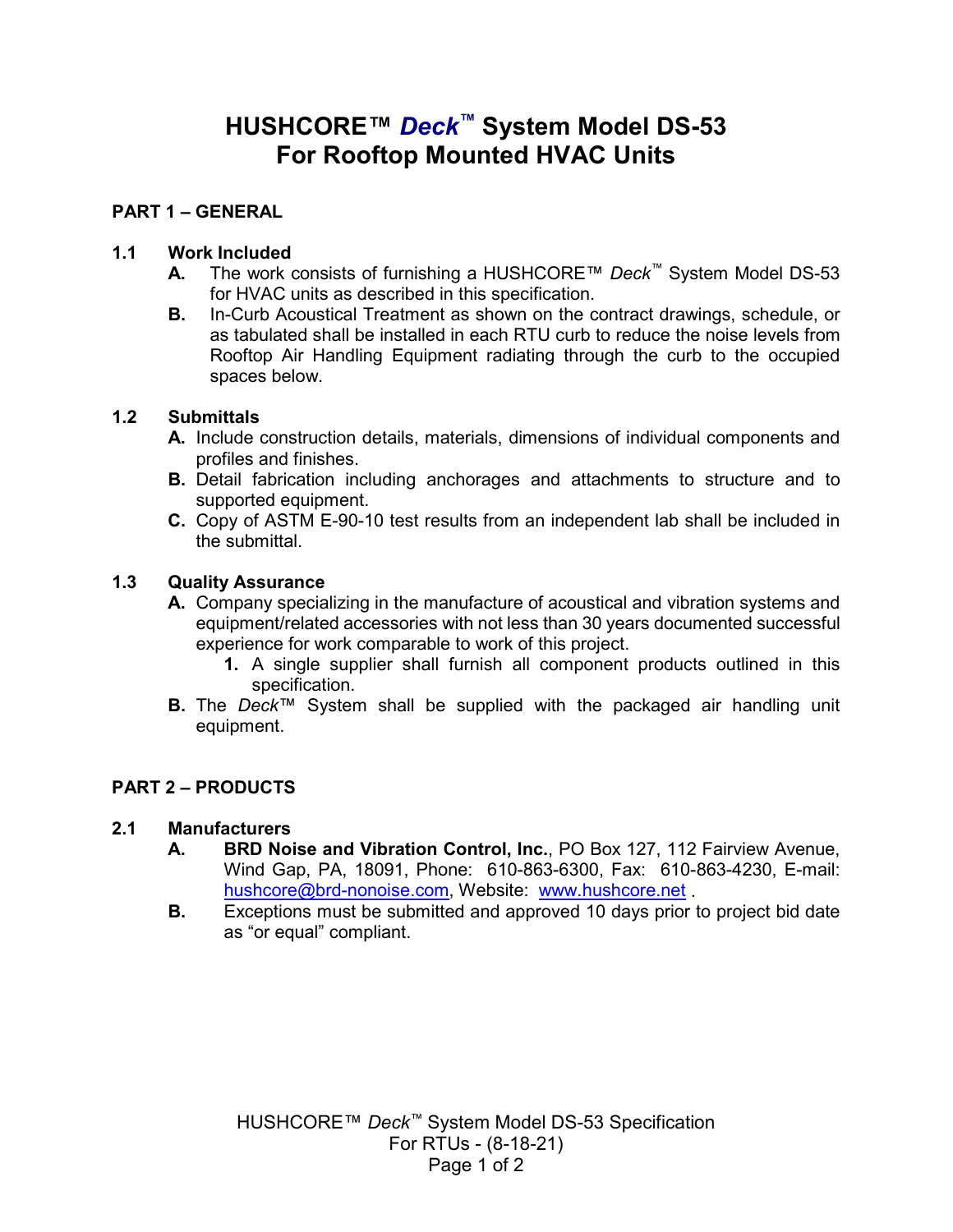# HUSHCORE™ *Deck*™ System Model DS-53
# For Rooftop Mounted HVAC Units

## PART 1 – GENERAL

### 1.1 Work Included

**A.** The work consists of furnishing a HUSHCORE™ *Deck*™ System Model DS-53 for HVAC units as described in this specification.

**B.** In-Curb Acoustical Treatment as shown on the contract drawings, schedule, or as tabulated shall be installed in each RTU curb to reduce the noise levels from Rooftop Air Handling Equipment radiating through the curb to the occupied spaces below.

### 1.2 Submittals

**A.** Include construction details, materials, dimensions of individual components and profiles and finishes.

**B.** Detail fabrication including anchorages and attachments to structure and to supported equipment.

**C.** Copy of ASTM E-90-10 test results from an independent lab shall be included in the submittal.

### 1.3 Quality Assurance

**A.** Company specializing in the manufacture of acoustical and vibration systems and equipment/related accessories with not less than 30 years documented successful experience for work comparable to work of this project.

1. A single supplier shall furnish all component products outlined in this specification.

**B.** The *Deck*™ System shall be supplied with the packaged air handling unit equipment.

## PART 2 – PRODUCTS

### 2.1 Manufacturers

**A.** **BRD Noise and Vibration Control, Inc.**, PO Box 127, 112 Fairview Avenue, Wind Gap, PA, 18091, Phone: 610-863-6300, Fax: 610-863-4230, E-mail: hushcore@brd-nonoise.com, Website: www.hushcore.net .

**B.** Exceptions must be submitted and approved 10 days prior to project bid date as "or equal" compliant.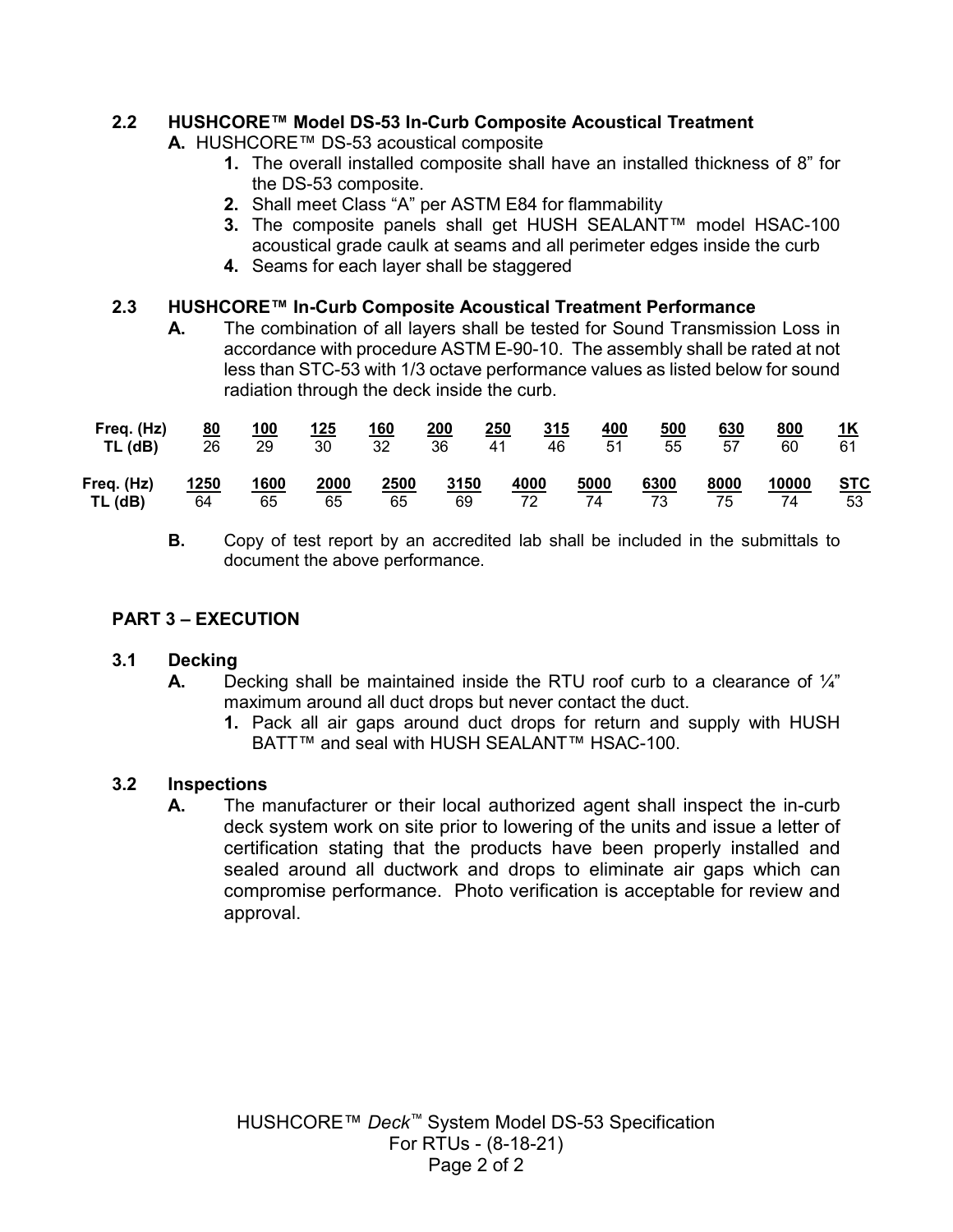### 2.2 HUSHCORE™ Model DS-53 In-Curb Composite Acoustical Treatment

**A.** HUSHCORE™ DS-53 acoustical composite

1. The overall installed composite shall have an installed thickness of 8" for the DS-53 composite.
2. Shall meet Class "A" per ASTM E84 for flammability
3. The composite panels shall get HUSH SEALANT™ model HSAC-100 acoustical grade caulk at seams and all perimeter edges inside the curb
4. Seams for each layer shall be staggered

### 2.3 HUSHCORE™ In-Curb Composite Acoustical Treatment Performance

**A.** The combination of all layers shall be tested for Sound Transmission Loss in accordance with procedure ASTM E-90-10. The assembly shall be rated at not less than STC-53 with 1/3 octave performance values as listed below for sound radiation through the deck inside the curb.

| Freq. (Hz) | 80 | 100 | 125 | 160 | 200 | 250 | 315 | 400 | 500 | 630 | 800 | 1K |
|---|---|---|---|---|---|---|---|---|---|---|---|---|
| TL (dB) | 26 | 29 | 30 | 32 | 36 | 41 | 46 | 51 | 55 | 57 | 60 | 61 |

| Freq. (Hz) | 1250 | 1600 | 2000 | 2500 | 3150 | 4000 | 5000 | 6300 | 8000 | 10000 | STC |
|---|---|---|---|---|---|---|---|---|---|---|---|
| TL (dB) | 64 | 65 | 65 | 65 | 69 | 72 | 74 | 73 | 75 | 74 | 53 |

**B.** Copy of test report by an accredited lab shall be included in the submittals to document the above performance.

## PART 3 – EXECUTION

### 3.1 Decking

**A.** Decking shall be maintained inside the RTU roof curb to a clearance of ¼" maximum around all duct drops but never contact the duct.

1. Pack all air gaps around duct drops for return and supply with HUSH BATT™ and seal with HUSH SEALANT™ HSAC-100.

### 3.2 Inspections

**A.** The manufacturer or their local authorized agent shall inspect the in-curb deck system work on site prior to lowering of the units and issue a letter of certification stating that the products have been properly installed and sealed around all ductwork and drops to eliminate air gaps which can compromise performance. Photo verification is acceptable for review and approval.